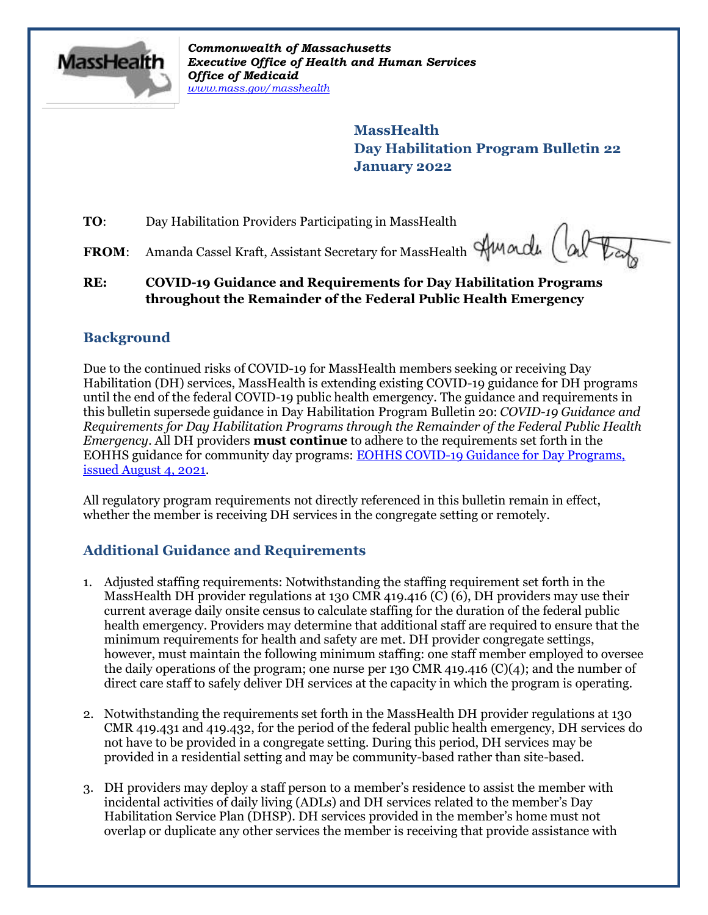*Commonwealth of Massachusetts*
*Executive Office of Health and Human Services*
*Office of Medicaid*
*www.mass.gov/masshealth*

**MassHealth**
**Day Habilitation Program Bulletin 22**
**January 2022**

**TO**: Day Habilitation Providers Participating in MassHealth

**FROM**: Amanda Cassel Kraft, Assistant Secretary for MassHealth

**RE: COVID-19 Guidance and Requirements for Day Habilitation Programs throughout the Remainder of the Federal Public Health Emergency**

## Background

Due to the continued risks of COVID-19 for MassHealth members seeking or receiving Day Habilitation (DH) services, MassHealth is extending existing COVID-19 guidance for DH programs until the end of the federal COVID-19 public health emergency. The guidance and requirements in this bulletin supersede guidance in Day Habilitation Program Bulletin 20: *COVID-19 Guidance and Requirements for Day Habilitation Programs through the Remainder of the Federal Public Health Emergency*. All DH providers **must continue** to adhere to the requirements set forth in the EOHHS guidance for community day programs: EOHHS COVID-19 Guidance for Day Programs, issued August 4, 2021.

All regulatory program requirements not directly referenced in this bulletin remain in effect, whether the member is receiving DH services in the congregate setting or remotely.

## Additional Guidance and Requirements

1. Adjusted staffing requirements: Notwithstanding the staffing requirement set forth in the MassHealth DH provider regulations at 130 CMR 419.416 (C) (6), DH providers may use their current average daily onsite census to calculate staffing for the duration of the federal public health emergency. Providers may determine that additional staff are required to ensure that the minimum requirements for health and safety are met. DH provider congregate settings, however, must maintain the following minimum staffing: one staff member employed to oversee the daily operations of the program; one nurse per 130 CMR 419.416 (C)(4); and the number of direct care staff to safely deliver DH services at the capacity in which the program is operating.

2. Notwithstanding the requirements set forth in the MassHealth DH provider regulations at 130 CMR 419.431 and 419.432, for the period of the federal public health emergency, DH services do not have to be provided in a congregate setting. During this period, DH services may be provided in a residential setting and may be community-based rather than site-based.

3. DH providers may deploy a staff person to a member's residence to assist the member with incidental activities of daily living (ADLs) and DH services related to the member's Day Habilitation Service Plan (DHSP). DH services provided in the member's home must not overlap or duplicate any other services the member is receiving that provide assistance with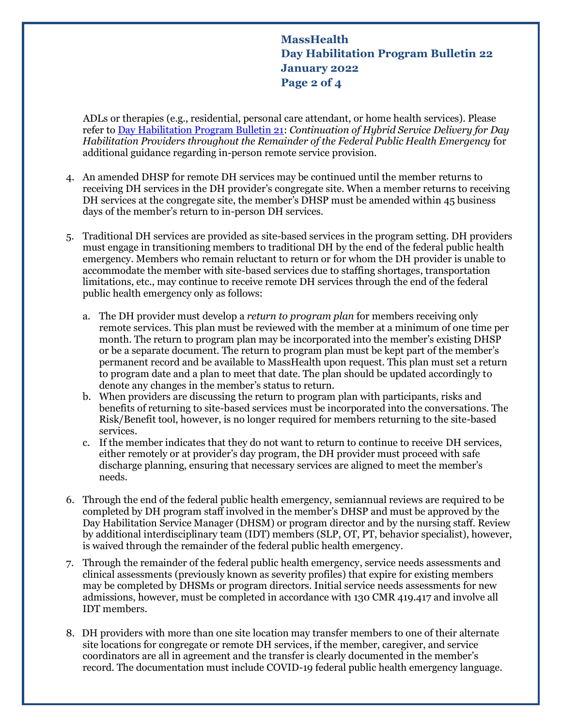ADLs or therapies (e.g., residential, personal care attendant, or home health services). Please refer to [Day Habilitation Program Bulletin 21](): *Continuation of Hybrid Service Delivery for Day Habilitation Providers throughout the Remainder of the Federal Public Health Emergency* for additional guidance regarding in-person remote service provision.

4. An amended DHSP for remote DH services may be continued until the member returns to receiving DH services in the DH provider's congregate site. When a member returns to receiving DH services at the congregate site, the member's DHSP must be amended within 45 business days of the member's return to in-person DH services.

5. Traditional DH services are provided as site-based services in the program setting. DH providers must engage in transitioning members to traditional DH by the end of the federal public health emergency. Members who remain reluctant to return or for whom the DH provider is unable to accommodate the member with site-based services due to staffing shortages, transportation limitations, etc., may continue to receive remote DH services through the end of the federal public health emergency only as follows:

   a. The DH provider must develop a *return to program plan* for members receiving only remote services. This plan must be reviewed with the member at a minimum of one time per month. The return to program plan may be incorporated into the member's existing DHSP or be a separate document. The return to program plan must be kept part of the member's permanent record and be available to MassHealth upon request. This plan must set a return to program date and a plan to meet that date. The plan should be updated accordingly to denote any changes in the member's status to return.
   b. When providers are discussing the return to program plan with participants, risks and benefits of returning to site-based services must be incorporated into the conversations. The Risk/Benefit tool, however, is no longer required for members returning to the site-based services.
   c. If the member indicates that they do not want to return to continue to receive DH services, either remotely or at provider's day program, the DH provider must proceed with safe discharge planning, ensuring that necessary services are aligned to meet the member's needs.

6. Through the end of the federal public health emergency, semiannual reviews are required to be completed by DH program staff involved in the member's DHSP and must be approved by the Day Habilitation Service Manager (DHSM) or program director and by the nursing staff. Review by additional interdisciplinary team (IDT) members (SLP, OT, PT, behavior specialist), however, is waived through the remainder of the federal public health emergency.

7. Through the remainder of the federal public health emergency, service needs assessments and clinical assessments (previously known as severity profiles) that expire for existing members may be completed by DHSMs or program directors. Initial service needs assessments for new admissions, however, must be completed in accordance with 130 CMR 419.417 and involve all IDT members.

8. DH providers with more than one site location may transfer members to one of their alternate site locations for congregate or remote DH services, if the member, caregiver, and service coordinators are all in agreement and the transfer is clearly documented in the member's record. The documentation must include COVID-19 federal public health emergency language.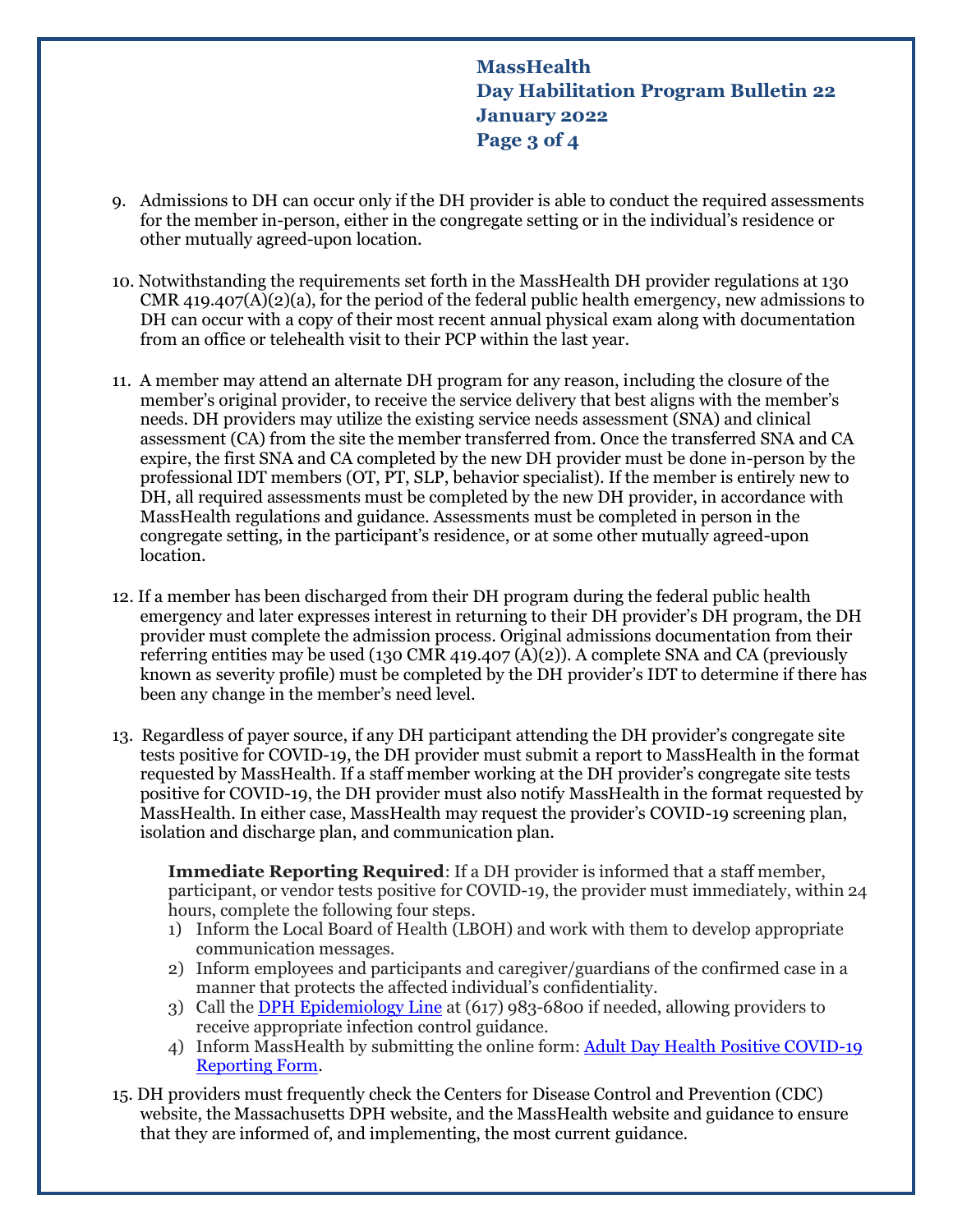9. Admissions to DH can occur only if the DH provider is able to conduct the required assessments for the member in-person, either in the congregate setting or in the individual's residence or other mutually agreed-upon location.

10. Notwithstanding the requirements set forth in the MassHealth DH provider regulations at 130 CMR 419.407(A)(2)(a), for the period of the federal public health emergency, new admissions to DH can occur with a copy of their most recent annual physical exam along with documentation from an office or telehealth visit to their PCP within the last year.

11. A member may attend an alternate DH program for any reason, including the closure of the member's original provider, to receive the service delivery that best aligns with the member's needs. DH providers may utilize the existing service needs assessment (SNA) and clinical assessment (CA) from the site the member transferred from. Once the transferred SNA and CA expire, the first SNA and CA completed by the new DH provider must be done in-person by the professional IDT members (OT, PT, SLP, behavior specialist). If the member is entirely new to DH, all required assessments must be completed by the new DH provider, in accordance with MassHealth regulations and guidance. Assessments must be completed in person in the congregate setting, in the participant's residence, or at some other mutually agreed-upon location.

12. If a member has been discharged from their DH program during the federal public health emergency and later expresses interest in returning to their DH provider's DH program, the DH provider must complete the admission process. Original admissions documentation from their referring entities may be used (130 CMR 419.407 (A)(2)). A complete SNA and CA (previously known as severity profile) must be completed by the DH provider's IDT to determine if there has been any change in the member's need level.

13. Regardless of payer source, if any DH participant attending the DH provider's congregate site tests positive for COVID-19, the DH provider must submit a report to MassHealth in the format requested by MassHealth. If a staff member working at the DH provider's congregate site tests positive for COVID-19, the DH provider must also notify MassHealth in the format requested by MassHealth. In either case, MassHealth may request the provider's COVID-19 screening plan, isolation and discharge plan, and communication plan.

    **Immediate Reporting Required**: If a DH provider is informed that a staff member, participant, or vendor tests positive for COVID-19, the provider must immediately, within 24 hours, complete the following four steps.

    1) Inform the Local Board of Health (LBOH) and work with them to develop appropriate communication messages.
    2) Inform employees and participants and caregiver/guardians of the confirmed case in a manner that protects the affected individual's confidentiality.
    3) Call the [DPH Epidemiology Line]() at (617) 983-6800 if needed, allowing providers to receive appropriate infection control guidance.
    4) Inform MassHealth by submitting the online form: [Adult Day Health Positive COVID-19 Reporting Form]().

15. DH providers must frequently check the Centers for Disease Control and Prevention (CDC) website, the Massachusetts DPH website, and the MassHealth website and guidance to ensure that they are informed of, and implementing, the most current guidance.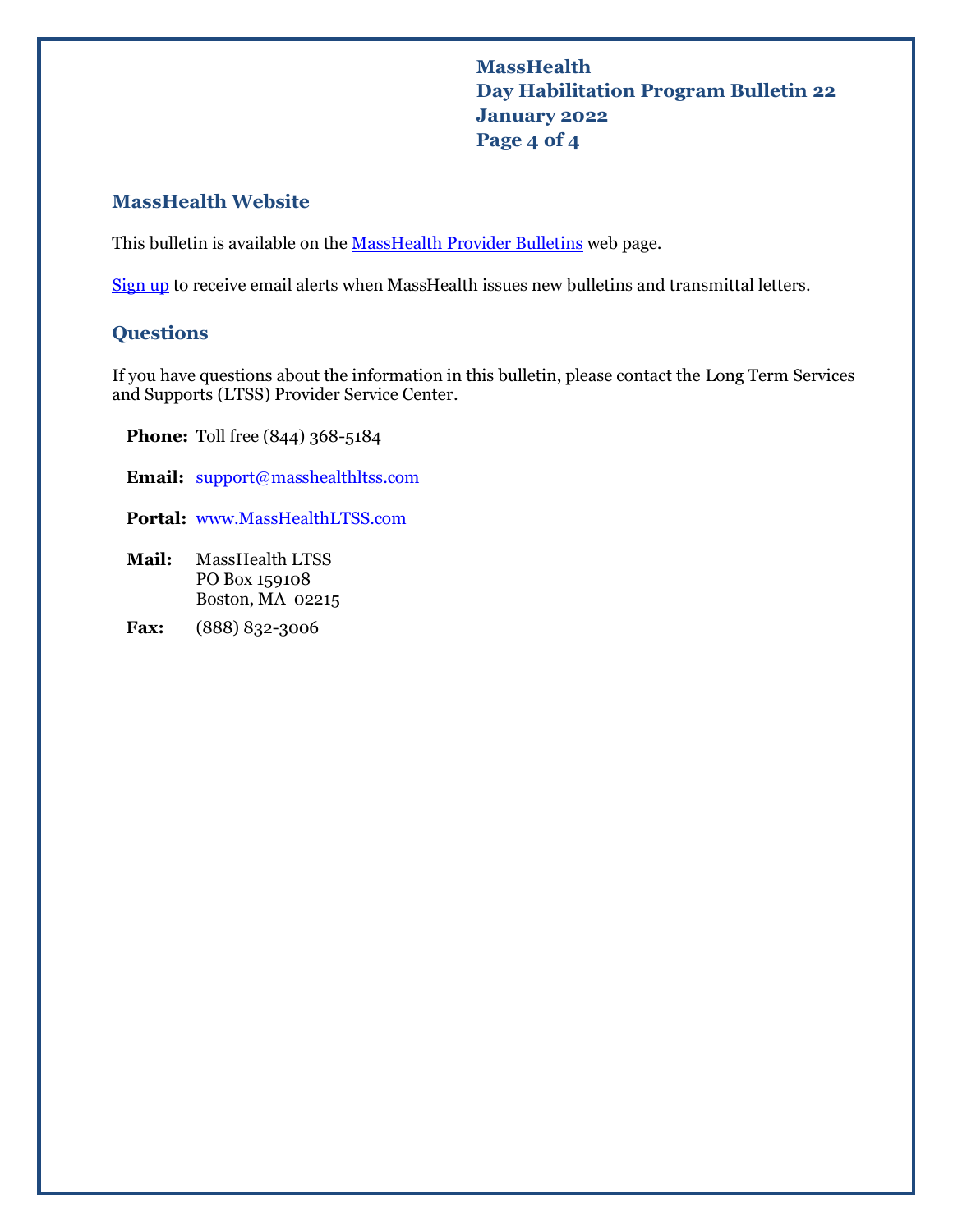## MassHealth Website

This bulletin is available on the [MassHealth Provider Bulletins](#) web page.

[Sign up](#) to receive email alerts when MassHealth issues new bulletins and transmittal letters.

## Questions

If you have questions about the information in this bulletin, please contact the Long Term Services and Supports (LTSS) Provider Service Center.

**Phone:** Toll free (844) 368-5184

**Email:** support@masshealthltss.com

**Portal:** www.MassHealthLTSS.com

**Mail:** MassHealth LTSS
PO Box 159108
Boston, MA 02215

**Fax:** (888) 832-3006